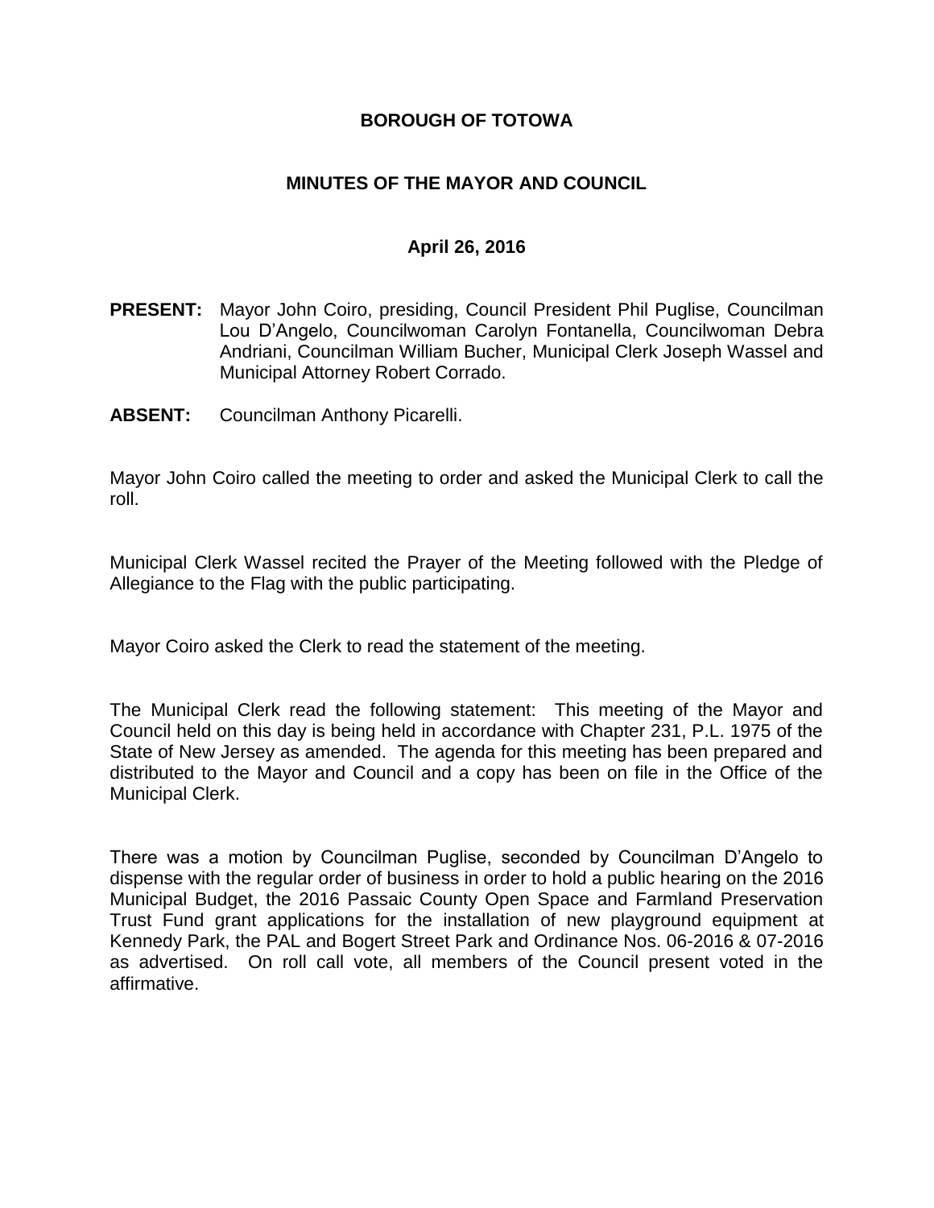# BOROUGH OF TOTOWA

## MINUTES OF THE MAYOR AND COUNCIL

### April 26, 2016

**PRESENT:** Mayor John Coiro, presiding, Council President Phil Puglise, Councilman Lou D'Angelo, Councilwoman Carolyn Fontanella, Councilwoman Debra Andriani, Councilman William Bucher, Municipal Clerk Joseph Wassel and Municipal Attorney Robert Corrado.

**ABSENT:** Councilman Anthony Picarelli.

Mayor John Coiro called the meeting to order and asked the Municipal Clerk to call the roll.

Municipal Clerk Wassel recited the Prayer of the Meeting followed with the Pledge of Allegiance to the Flag with the public participating.

Mayor Coiro asked the Clerk to read the statement of the meeting.

The Municipal Clerk read the following statement: This meeting of the Mayor and Council held on this day is being held in accordance with Chapter 231, P.L. 1975 of the State of New Jersey as amended. The agenda for this meeting has been prepared and distributed to the Mayor and Council and a copy has been on file in the Office of the Municipal Clerk.

There was a motion by Councilman Puglise, seconded by Councilman D'Angelo to dispense with the regular order of business in order to hold a public hearing on the 2016 Municipal Budget, the 2016 Passaic County Open Space and Farmland Preservation Trust Fund grant applications for the installation of new playground equipment at Kennedy Park, the PAL and Bogert Street Park and Ordinance Nos. 06-2016 & 07-2016 as advertised. On roll call vote, all members of the Council present voted in the affirmative.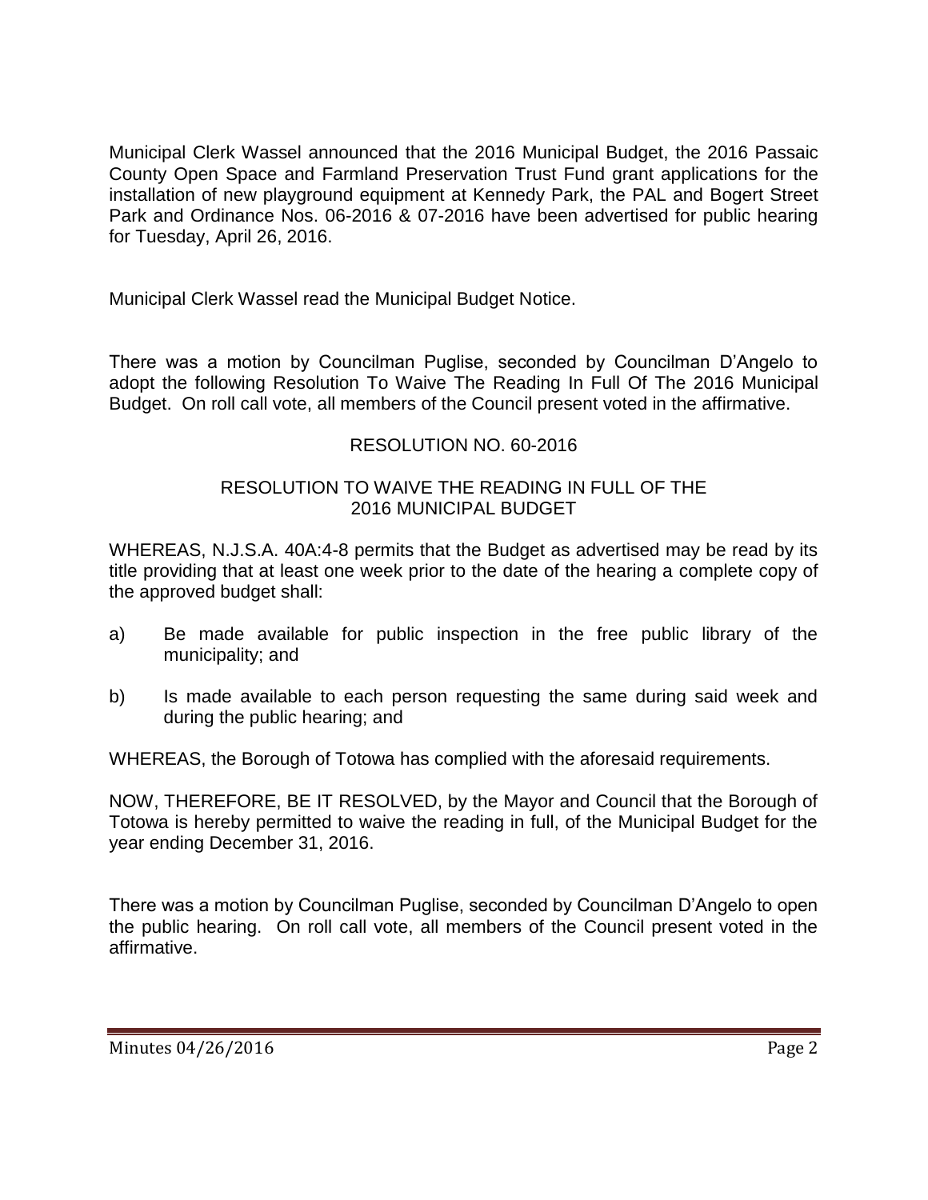Municipal Clerk Wassel announced that the 2016 Municipal Budget, the 2016 Passaic County Open Space and Farmland Preservation Trust Fund grant applications for the installation of new playground equipment at Kennedy Park, the PAL and Bogert Street Park and Ordinance Nos. 06-2016 & 07-2016 have been advertised for public hearing for Tuesday, April 26, 2016.

Municipal Clerk Wassel read the Municipal Budget Notice.

There was a motion by Councilman Puglise, seconded by Councilman D'Angelo to adopt the following Resolution To Waive The Reading In Full Of The 2016 Municipal Budget. On roll call vote, all members of the Council present voted in the affirmative.

RESOLUTION NO. 60-2016

RESOLUTION TO WAIVE THE READING IN FULL OF THE 2016 MUNICIPAL BUDGET

WHEREAS, N.J.S.A. 40A:4-8 permits that the Budget as advertised may be read by its title providing that at least one week prior to the date of the hearing a complete copy of the approved budget shall:

a) Be made available for public inspection in the free public library of the municipality; and

b) Is made available to each person requesting the same during said week and during the public hearing; and

WHEREAS, the Borough of Totowa has complied with the aforesaid requirements.

NOW, THEREFORE, BE IT RESOLVED, by the Mayor and Council that the Borough of Totowa is hereby permitted to waive the reading in full, of the Municipal Budget for the year ending December 31, 2016.

There was a motion by Councilman Puglise, seconded by Councilman D'Angelo to open the public hearing. On roll call vote, all members of the Council present voted in the affirmative.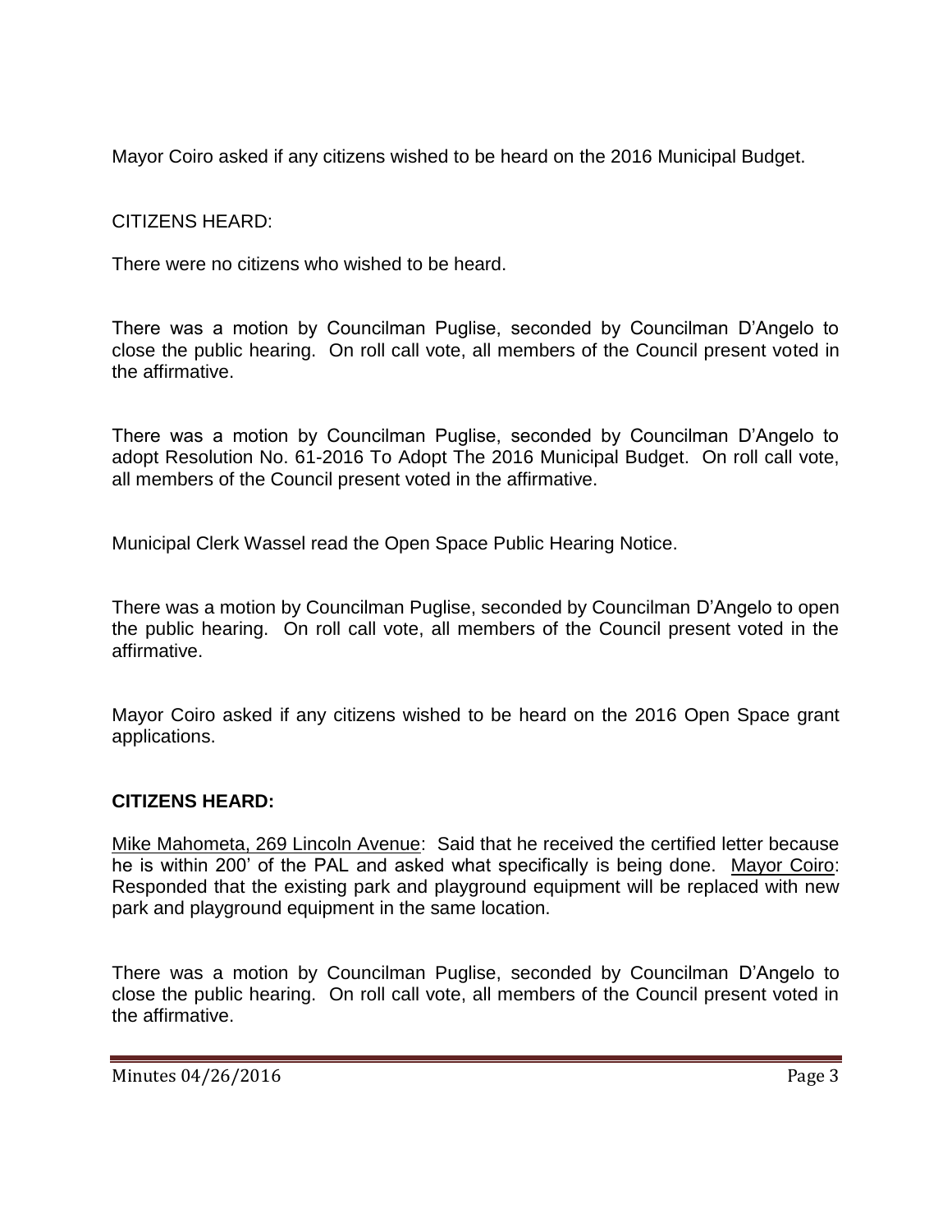Mayor Coiro asked if any citizens wished to be heard on the 2016 Municipal Budget.

CITIZENS HEARD:

There were no citizens who wished to be heard.

There was a motion by Councilman Puglise, seconded by Councilman D'Angelo to close the public hearing. On roll call vote, all members of the Council present voted in the affirmative.

There was a motion by Councilman Puglise, seconded by Councilman D'Angelo to adopt Resolution No. 61-2016 To Adopt The 2016 Municipal Budget. On roll call vote, all members of the Council present voted in the affirmative.

Municipal Clerk Wassel read the Open Space Public Hearing Notice.

There was a motion by Councilman Puglise, seconded by Councilman D'Angelo to open the public hearing. On roll call vote, all members of the Council present voted in the affirmative.

Mayor Coiro asked if any citizens wished to be heard on the 2016 Open Space grant applications.

**CITIZENS HEARD:**

Mike Mahometa, 269 Lincoln Avenue: Said that he received the certified letter because he is within 200' of the PAL and asked what specifically is being done. Mayor Coiro: Responded that the existing park and playground equipment will be replaced with new park and playground equipment in the same location.

There was a motion by Councilman Puglise, seconded by Councilman D'Angelo to close the public hearing. On roll call vote, all members of the Council present voted in the affirmative.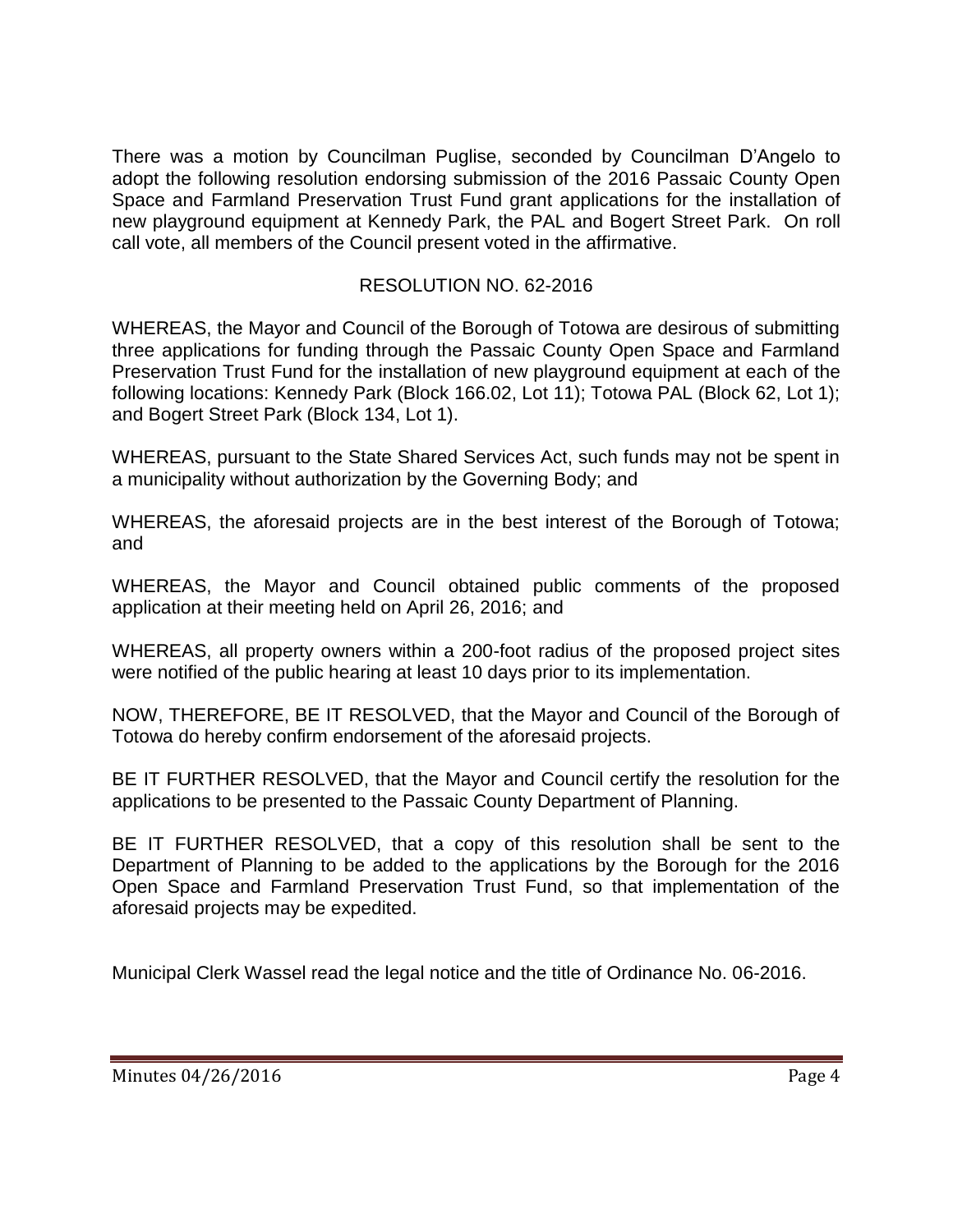There was a motion by Councilman Puglise, seconded by Councilman D'Angelo to adopt the following resolution endorsing submission of the 2016 Passaic County Open Space and Farmland Preservation Trust Fund grant applications for the installation of new playground equipment at Kennedy Park, the PAL and Bogert Street Park. On roll call vote, all members of the Council present voted in the affirmative.

RESOLUTION NO. 62-2016

WHEREAS, the Mayor and Council of the Borough of Totowa are desirous of submitting three applications for funding through the Passaic County Open Space and Farmland Preservation Trust Fund for the installation of new playground equipment at each of the following locations: Kennedy Park (Block 166.02, Lot 11); Totowa PAL (Block 62, Lot 1); and Bogert Street Park (Block 134, Lot 1).

WHEREAS, pursuant to the State Shared Services Act, such funds may not be spent in a municipality without authorization by the Governing Body; and

WHEREAS, the aforesaid projects are in the best interest of the Borough of Totowa; and

WHEREAS, the Mayor and Council obtained public comments of the proposed application at their meeting held on April 26, 2016; and

WHEREAS, all property owners within a 200-foot radius of the proposed project sites were notified of the public hearing at least 10 days prior to its implementation.

NOW, THEREFORE, BE IT RESOLVED, that the Mayor and Council of the Borough of Totowa do hereby confirm endorsement of the aforesaid projects.

BE IT FURTHER RESOLVED, that the Mayor and Council certify the resolution for the applications to be presented to the Passaic County Department of Planning.

BE IT FURTHER RESOLVED, that a copy of this resolution shall be sent to the Department of Planning to be added to the applications by the Borough for the 2016 Open Space and Farmland Preservation Trust Fund, so that implementation of the aforesaid projects may be expedited.

Municipal Clerk Wassel read the legal notice and the title of Ordinance No. 06-2016.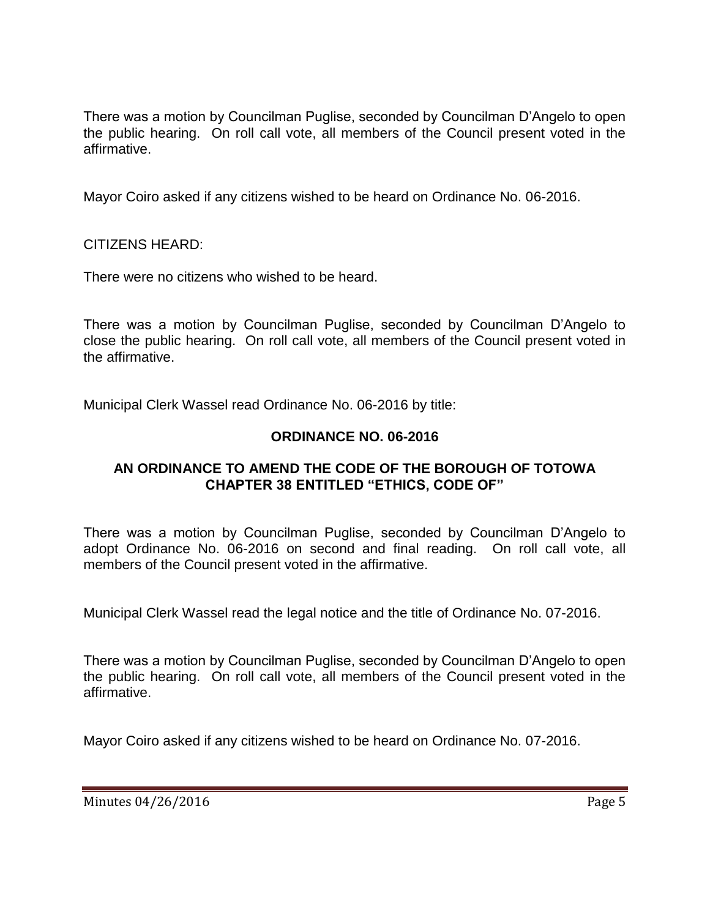There was a motion by Councilman Puglise, seconded by Councilman D'Angelo to open the public hearing. On roll call vote, all members of the Council present voted in the affirmative.

Mayor Coiro asked if any citizens wished to be heard on Ordinance No. 06-2016.

CITIZENS HEARD:

There were no citizens who wished to be heard.

There was a motion by Councilman Puglise, seconded by Councilman D'Angelo to close the public hearing. On roll call vote, all members of the Council present voted in the affirmative.

Municipal Clerk Wassel read Ordinance No. 06-2016 by title:

**ORDINANCE NO. 06-2016**

**AN ORDINANCE TO AMEND THE CODE OF THE BOROUGH OF TOTOWA CHAPTER 38 ENTITLED "ETHICS, CODE OF"**

There was a motion by Councilman Puglise, seconded by Councilman D'Angelo to adopt Ordinance No. 06-2016 on second and final reading. On roll call vote, all members of the Council present voted in the affirmative.

Municipal Clerk Wassel read the legal notice and the title of Ordinance No. 07-2016.

There was a motion by Councilman Puglise, seconded by Councilman D'Angelo to open the public hearing. On roll call vote, all members of the Council present voted in the affirmative.

Mayor Coiro asked if any citizens wished to be heard on Ordinance No. 07-2016.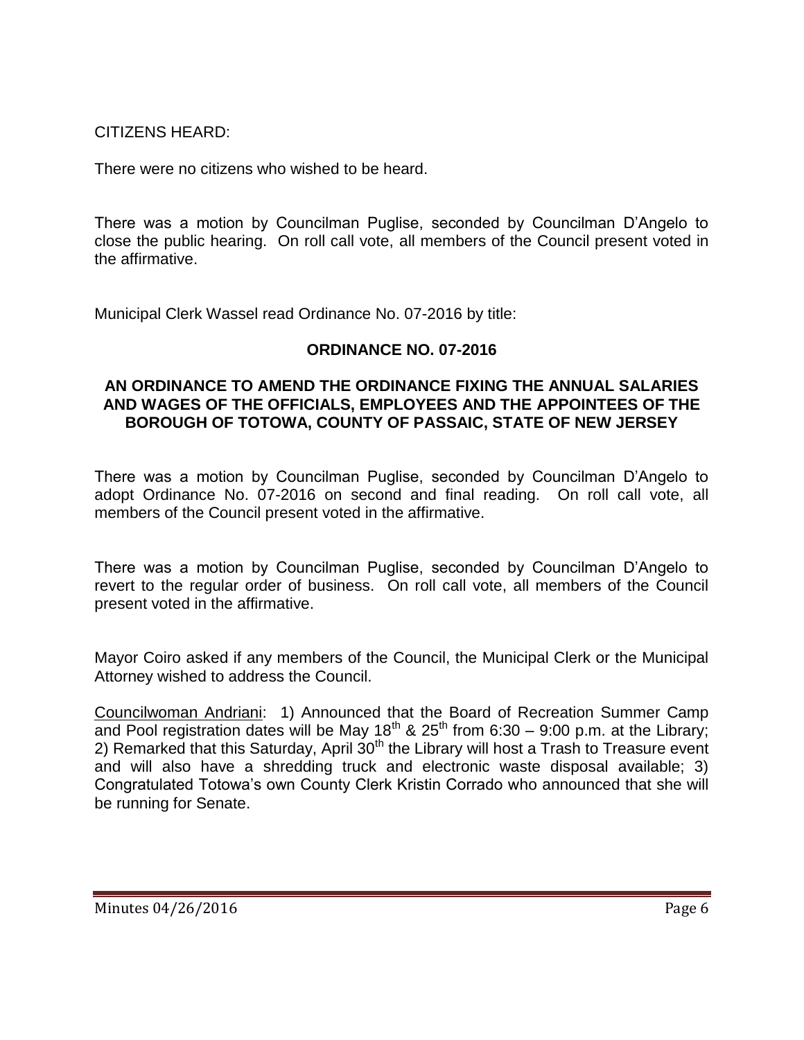CITIZENS HEARD:

There were no citizens who wished to be heard.

There was a motion by Councilman Puglise, seconded by Councilman D'Angelo to close the public hearing. On roll call vote, all members of the Council present voted in the affirmative.

Municipal Clerk Wassel read Ordinance No. 07-2016 by title:

**ORDINANCE NO. 07-2016**

**AN ORDINANCE TO AMEND THE ORDINANCE FIXING THE ANNUAL SALARIES AND WAGES OF THE OFFICIALS, EMPLOYEES AND THE APPOINTEES OF THE BOROUGH OF TOTOWA, COUNTY OF PASSAIC, STATE OF NEW JERSEY**

There was a motion by Councilman Puglise, seconded by Councilman D'Angelo to adopt Ordinance No. 07-2016 on second and final reading. On roll call vote, all members of the Council present voted in the affirmative.

There was a motion by Councilman Puglise, seconded by Councilman D'Angelo to revert to the regular order of business. On roll call vote, all members of the Council present voted in the affirmative.

Mayor Coiro asked if any members of the Council, the Municipal Clerk or the Municipal Attorney wished to address the Council.

Councilwoman Andriani: 1) Announced that the Board of Recreation Summer Camp and Pool registration dates will be May 18th & 25th from 6:30 – 9:00 p.m. at the Library; 2) Remarked that this Saturday, April 30th the Library will host a Trash to Treasure event and will also have a shredding truck and electronic waste disposal available; 3) Congratulated Totowa's own County Clerk Kristin Corrado who announced that she will be running for Senate.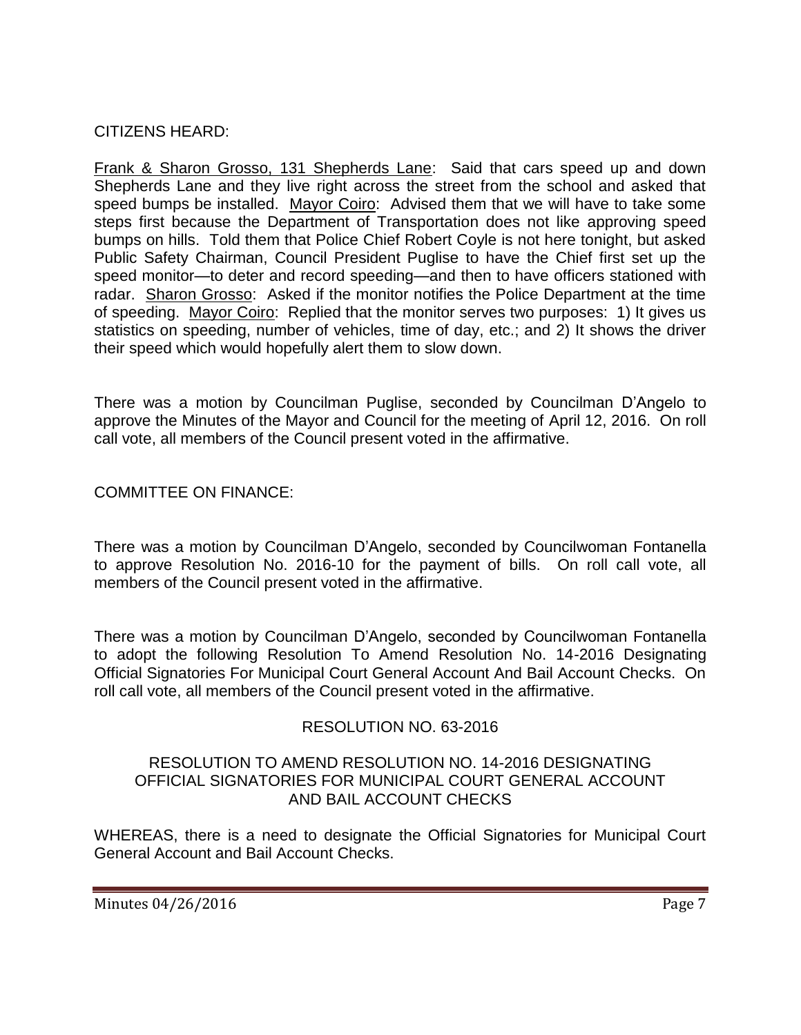CITIZENS HEARD:

Frank & Sharon Grosso, 131 Shepherds Lane: Said that cars speed up and down Shepherds Lane and they live right across the street from the school and asked that speed bumps be installed. Mayor Coiro: Advised them that we will have to take some steps first because the Department of Transportation does not like approving speed bumps on hills. Told them that Police Chief Robert Coyle is not here tonight, but asked Public Safety Chairman, Council President Puglise to have the Chief first set up the speed monitor—to deter and record speeding—and then to have officers stationed with radar. Sharon Grosso: Asked if the monitor notifies the Police Department at the time of speeding. Mayor Coiro: Replied that the monitor serves two purposes: 1) It gives us statistics on speeding, number of vehicles, time of day, etc.; and 2) It shows the driver their speed which would hopefully alert them to slow down.

There was a motion by Councilman Puglise, seconded by Councilman D'Angelo to approve the Minutes of the Mayor and Council for the meeting of April 12, 2016. On roll call vote, all members of the Council present voted in the affirmative.

COMMITTEE ON FINANCE:

There was a motion by Councilman D'Angelo, seconded by Councilwoman Fontanella to approve Resolution No. 2016-10 for the payment of bills. On roll call vote, all members of the Council present voted in the affirmative.

There was a motion by Councilman D'Angelo, seconded by Councilwoman Fontanella to adopt the following Resolution To Amend Resolution No. 14-2016 Designating Official Signatories For Municipal Court General Account And Bail Account Checks. On roll call vote, all members of the Council present voted in the affirmative.

RESOLUTION NO. 63-2016

RESOLUTION TO AMEND RESOLUTION NO. 14-2016 DESIGNATING OFFICIAL SIGNATORIES FOR MUNICIPAL COURT GENERAL ACCOUNT AND BAIL ACCOUNT CHECKS

WHEREAS, there is a need to designate the Official Signatories for Municipal Court General Account and Bail Account Checks.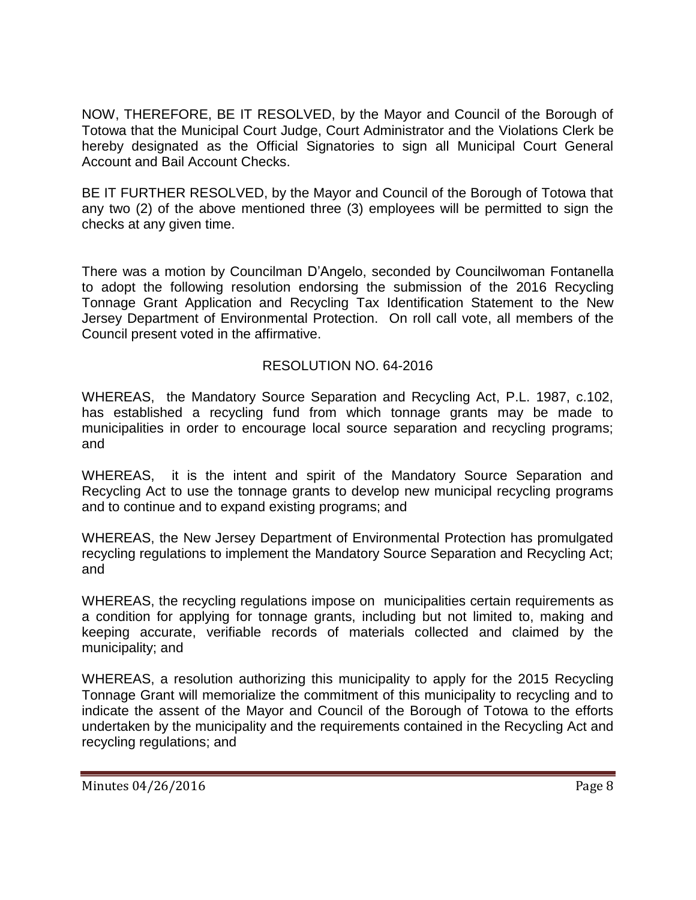NOW, THEREFORE, BE IT RESOLVED, by the Mayor and Council of the Borough of Totowa that the Municipal Court Judge, Court Administrator and the Violations Clerk be hereby designated as the Official Signatories to sign all Municipal Court General Account and Bail Account Checks.

BE IT FURTHER RESOLVED, by the Mayor and Council of the Borough of Totowa that any two (2) of the above mentioned three (3) employees will be permitted to sign the checks at any given time.

There was a motion by Councilman D'Angelo, seconded by Councilwoman Fontanella to adopt the following resolution endorsing the submission of the 2016 Recycling Tonnage Grant Application and Recycling Tax Identification Statement to the New Jersey Department of Environmental Protection. On roll call vote, all members of the Council present voted in the affirmative.

RESOLUTION NO. 64-2016

WHEREAS, the Mandatory Source Separation and Recycling Act, P.L. 1987, c.102, has established a recycling fund from which tonnage grants may be made to municipalities in order to encourage local source separation and recycling programs; and

WHEREAS, it is the intent and spirit of the Mandatory Source Separation and Recycling Act to use the tonnage grants to develop new municipal recycling programs and to continue and to expand existing programs; and

WHEREAS, the New Jersey Department of Environmental Protection has promulgated recycling regulations to implement the Mandatory Source Separation and Recycling Act; and

WHEREAS, the recycling regulations impose on municipalities certain requirements as a condition for applying for tonnage grants, including but not limited to, making and keeping accurate, verifiable records of materials collected and claimed by the municipality; and

WHEREAS, a resolution authorizing this municipality to apply for the 2015 Recycling Tonnage Grant will memorialize the commitment of this municipality to recycling and to indicate the assent of the Mayor and Council of the Borough of Totowa to the efforts undertaken by the municipality and the requirements contained in the Recycling Act and recycling regulations; and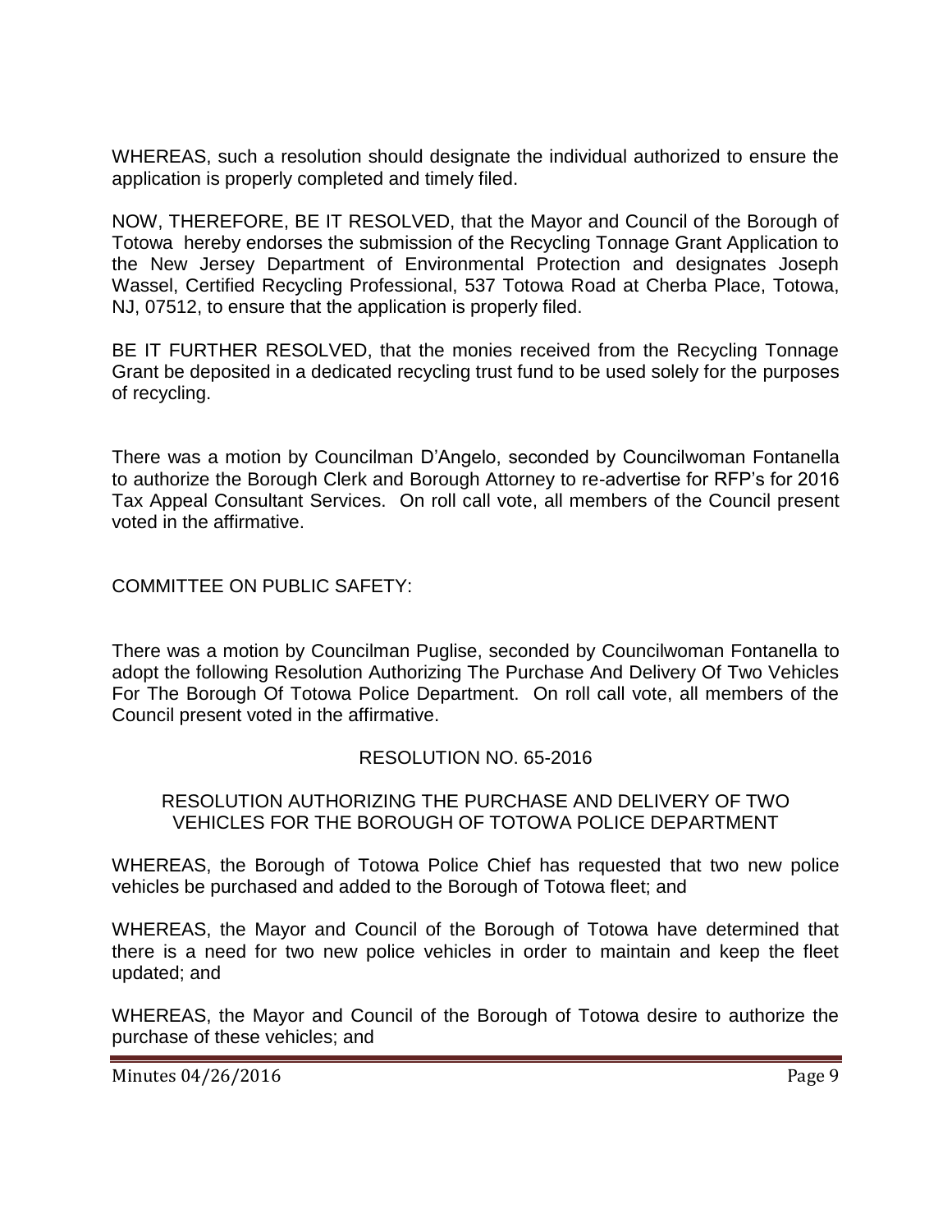WHEREAS, such a resolution should designate the individual authorized to ensure the application is properly completed and timely filed.

NOW, THEREFORE, BE IT RESOLVED, that the Mayor and Council of the Borough of Totowa hereby endorses the submission of the Recycling Tonnage Grant Application to the New Jersey Department of Environmental Protection and designates Joseph Wassel, Certified Recycling Professional, 537 Totowa Road at Cherba Place, Totowa, NJ, 07512, to ensure that the application is properly filed.

BE IT FURTHER RESOLVED, that the monies received from the Recycling Tonnage Grant be deposited in a dedicated recycling trust fund to be used solely for the purposes of recycling.

There was a motion by Councilman D'Angelo, seconded by Councilwoman Fontanella to authorize the Borough Clerk and Borough Attorney to re-advertise for RFP's for 2016 Tax Appeal Consultant Services. On roll call vote, all members of the Council present voted in the affirmative.

COMMITTEE ON PUBLIC SAFETY:

There was a motion by Councilman Puglise, seconded by Councilwoman Fontanella to adopt the following Resolution Authorizing The Purchase And Delivery Of Two Vehicles For The Borough Of Totowa Police Department. On roll call vote, all members of the Council present voted in the affirmative.

RESOLUTION NO. 65-2016

RESOLUTION AUTHORIZING THE PURCHASE AND DELIVERY OF TWO VEHICLES FOR THE BOROUGH OF TOTOWA POLICE DEPARTMENT

WHEREAS, the Borough of Totowa Police Chief has requested that two new police vehicles be purchased and added to the Borough of Totowa fleet; and

WHEREAS, the Mayor and Council of the Borough of Totowa have determined that there is a need for two new police vehicles in order to maintain and keep the fleet updated; and

WHEREAS, the Mayor and Council of the Borough of Totowa desire to authorize the purchase of these vehicles; and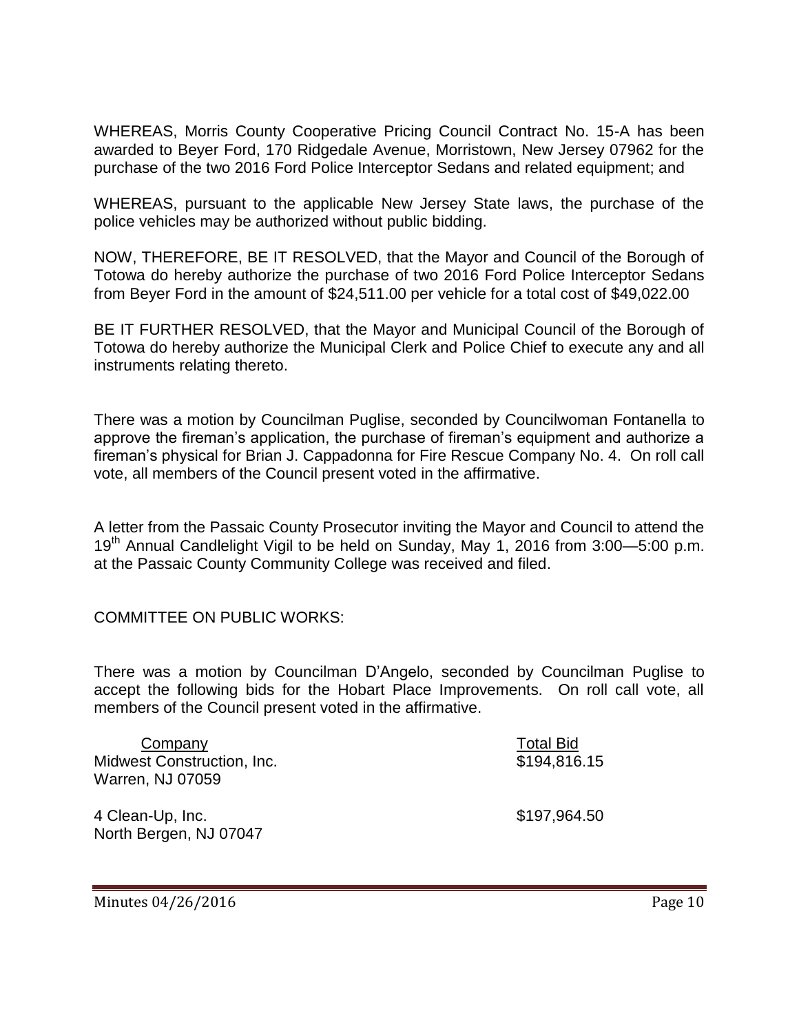WHEREAS, Morris County Cooperative Pricing Council Contract No. 15-A has been awarded to Beyer Ford, 170 Ridgedale Avenue, Morristown, New Jersey 07962 for the purchase of the two 2016 Ford Police Interceptor Sedans and related equipment; and

WHEREAS, pursuant to the applicable New Jersey State laws, the purchase of the police vehicles may be authorized without public bidding.

NOW, THEREFORE, BE IT RESOLVED, that the Mayor and Council of the Borough of Totowa do hereby authorize the purchase of two 2016 Ford Police Interceptor Sedans from Beyer Ford in the amount of $24,511.00 per vehicle for a total cost of $49,022.00

BE IT FURTHER RESOLVED, that the Mayor and Municipal Council of the Borough of Totowa do hereby authorize the Municipal Clerk and Police Chief to execute any and all instruments relating thereto.

There was a motion by Councilman Puglise, seconded by Councilwoman Fontanella to approve the fireman's application, the purchase of fireman's equipment and authorize a fireman's physical for Brian J. Cappadonna for Fire Rescue Company No. 4. On roll call vote, all members of the Council present voted in the affirmative.

A letter from the Passaic County Prosecutor inviting the Mayor and Council to attend the 19th Annual Candlelight Vigil to be held on Sunday, May 1, 2016 from 3:00—5:00 p.m. at the Passaic County Community College was received and filed.

COMMITTEE ON PUBLIC WORKS:

There was a motion by Councilman D'Angelo, seconded by Councilman Puglise to accept the following bids for the Hobart Place Improvements. On roll call vote, all members of the Council present voted in the affirmative.

| Company | Total Bid |
|---|---|
| Midwest Construction, Inc.<br>Warren, NJ 07059 | $194,816.15 |
| 4 Clean-Up, Inc.<br>North Bergen, NJ 07047 | $197,964.50 |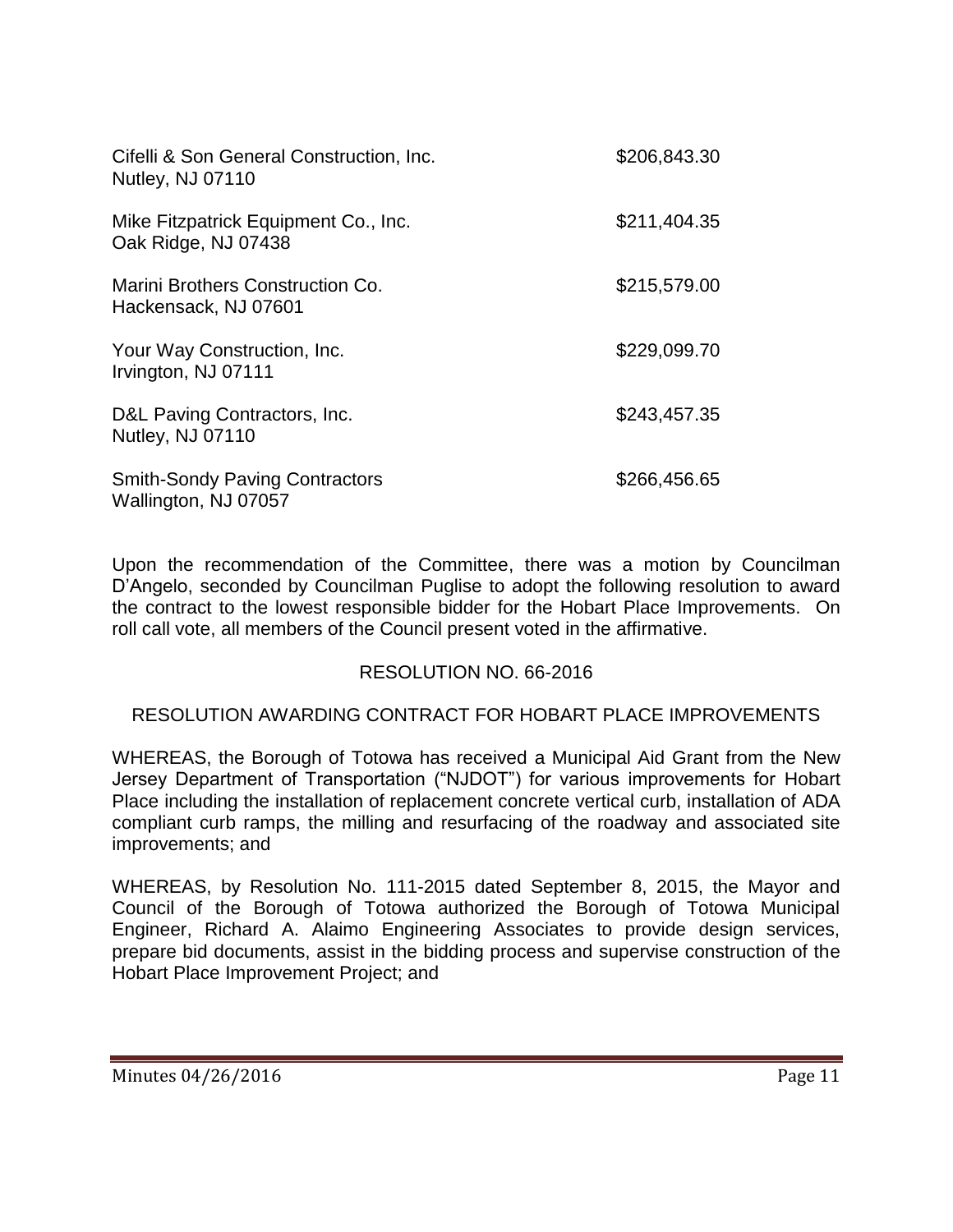| | |
|---|---|
| Cifelli & Son General Construction, Inc.<br>Nutley, NJ 07110 | $206,843.30 |
| Mike Fitzpatrick Equipment Co., Inc.<br>Oak Ridge, NJ 07438 | $211,404.35 |
| Marini Brothers Construction Co.<br>Hackensack, NJ 07601 | $215,579.00 |
| Your Way Construction, Inc.<br>Irvington, NJ 07111 | $229,099.70 |
| D&L Paving Contractors, Inc.<br>Nutley, NJ 07110 | $243,457.35 |
| Smith-Sondy Paving Contractors<br>Wallington, NJ 07057 | $266,456.65 |

Upon the recommendation of the Committee, there was a motion by Councilman D'Angelo, seconded by Councilman Puglise to adopt the following resolution to award the contract to the lowest responsible bidder for the Hobart Place Improvements. On roll call vote, all members of the Council present voted in the affirmative.

RESOLUTION NO. 66-2016

RESOLUTION AWARDING CONTRACT FOR HOBART PLACE IMPROVEMENTS

WHEREAS, the Borough of Totowa has received a Municipal Aid Grant from the New Jersey Department of Transportation ("NJDOT") for various improvements for Hobart Place including the installation of replacement concrete vertical curb, installation of ADA compliant curb ramps, the milling and resurfacing of the roadway and associated site improvements; and

WHEREAS, by Resolution No. 111-2015 dated September 8, 2015, the Mayor and Council of the Borough of Totowa authorized the Borough of Totowa Municipal Engineer, Richard A. Alaimo Engineering Associates to provide design services, prepare bid documents, assist in the bidding process and supervise construction of the Hobart Place Improvement Project; and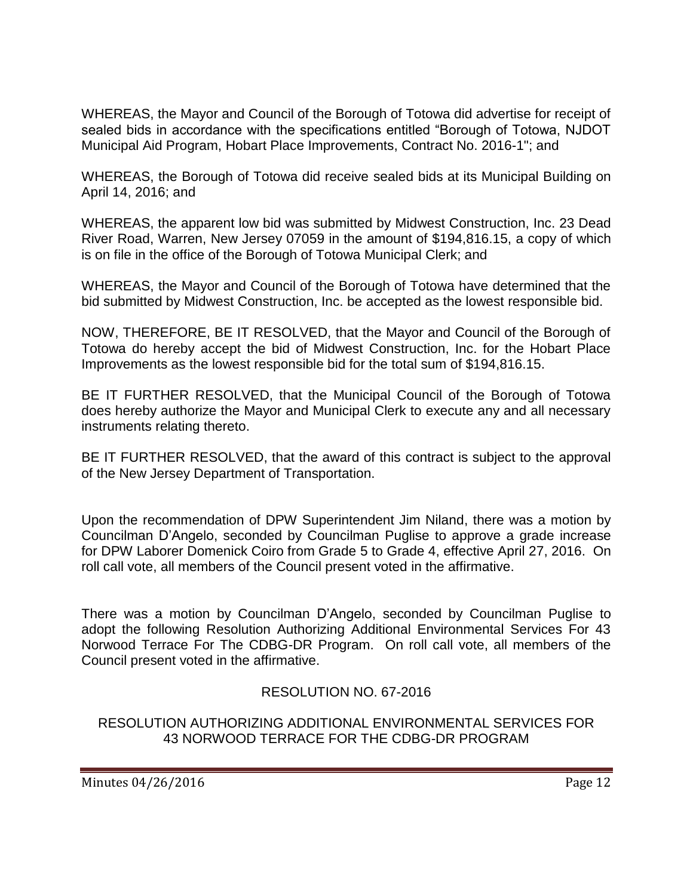WHEREAS, the Mayor and Council of the Borough of Totowa did advertise for receipt of sealed bids in accordance with the specifications entitled "Borough of Totowa, NJDOT Municipal Aid Program, Hobart Place Improvements, Contract No. 2016-1"; and

WHEREAS, the Borough of Totowa did receive sealed bids at its Municipal Building on April 14, 2016; and

WHEREAS, the apparent low bid was submitted by Midwest Construction, Inc. 23 Dead River Road, Warren, New Jersey 07059 in the amount of $194,816.15, a copy of which is on file in the office of the Borough of Totowa Municipal Clerk; and

WHEREAS, the Mayor and Council of the Borough of Totowa have determined that the bid submitted by Midwest Construction, Inc. be accepted as the lowest responsible bid.

NOW, THEREFORE, BE IT RESOLVED, that the Mayor and Council of the Borough of Totowa do hereby accept the bid of Midwest Construction, Inc. for the Hobart Place Improvements as the lowest responsible bid for the total sum of $194,816.15.

BE IT FURTHER RESOLVED, that the Municipal Council of the Borough of Totowa does hereby authorize the Mayor and Municipal Clerk to execute any and all necessary instruments relating thereto.

BE IT FURTHER RESOLVED, that the award of this contract is subject to the approval of the New Jersey Department of Transportation.

Upon the recommendation of DPW Superintendent Jim Niland, there was a motion by Councilman D'Angelo, seconded by Councilman Puglise to approve a grade increase for DPW Laborer Domenick Coiro from Grade 5 to Grade 4, effective April 27, 2016. On roll call vote, all members of the Council present voted in the affirmative.

There was a motion by Councilman D'Angelo, seconded by Councilman Puglise to adopt the following Resolution Authorizing Additional Environmental Services For 43 Norwood Terrace For The CDBG-DR Program. On roll call vote, all members of the Council present voted in the affirmative.

RESOLUTION NO. 67-2016

RESOLUTION AUTHORIZING ADDITIONAL ENVIRONMENTAL SERVICES FOR 43 NORWOOD TERRACE FOR THE CDBG-DR PROGRAM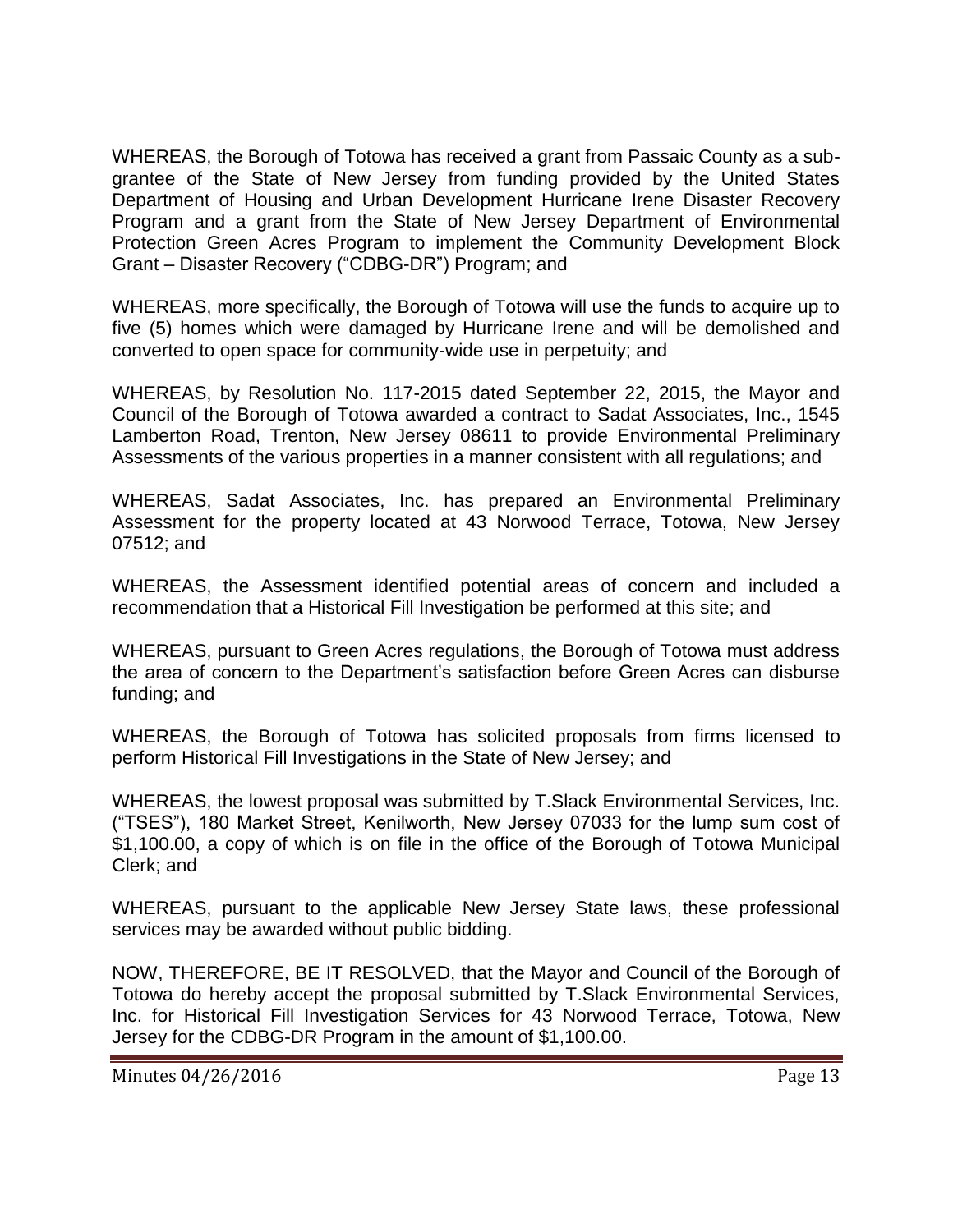WHEREAS, the Borough of Totowa has received a grant from Passaic County as a sub-grantee of the State of New Jersey from funding provided by the United States Department of Housing and Urban Development Hurricane Irene Disaster Recovery Program and a grant from the State of New Jersey Department of Environmental Protection Green Acres Program to implement the Community Development Block Grant – Disaster Recovery ("CDBG-DR") Program; and

WHEREAS, more specifically, the Borough of Totowa will use the funds to acquire up to five (5) homes which were damaged by Hurricane Irene and will be demolished and converted to open space for community-wide use in perpetuity; and

WHEREAS, by Resolution No. 117-2015 dated September 22, 2015, the Mayor and Council of the Borough of Totowa awarded a contract to Sadat Associates, Inc., 1545 Lamberton Road, Trenton, New Jersey 08611 to provide Environmental Preliminary Assessments of the various properties in a manner consistent with all regulations; and

WHEREAS, Sadat Associates, Inc. has prepared an Environmental Preliminary Assessment for the property located at 43 Norwood Terrace, Totowa, New Jersey 07512; and

WHEREAS, the Assessment identified potential areas of concern and included a recommendation that a Historical Fill Investigation be performed at this site; and

WHEREAS, pursuant to Green Acres regulations, the Borough of Totowa must address the area of concern to the Department's satisfaction before Green Acres can disburse funding; and

WHEREAS, the Borough of Totowa has solicited proposals from firms licensed to perform Historical Fill Investigations in the State of New Jersey; and

WHEREAS, the lowest proposal was submitted by T.Slack Environmental Services, Inc. ("TSES"), 180 Market Street, Kenilworth, New Jersey 07033 for the lump sum cost of $1,100.00, a copy of which is on file in the office of the Borough of Totowa Municipal Clerk; and

WHEREAS, pursuant to the applicable New Jersey State laws, these professional services may be awarded without public bidding.

NOW, THEREFORE, BE IT RESOLVED, that the Mayor and Council of the Borough of Totowa do hereby accept the proposal submitted by T.Slack Environmental Services, Inc. for Historical Fill Investigation Services for 43 Norwood Terrace, Totowa, New Jersey for the CDBG-DR Program in the amount of $1,100.00.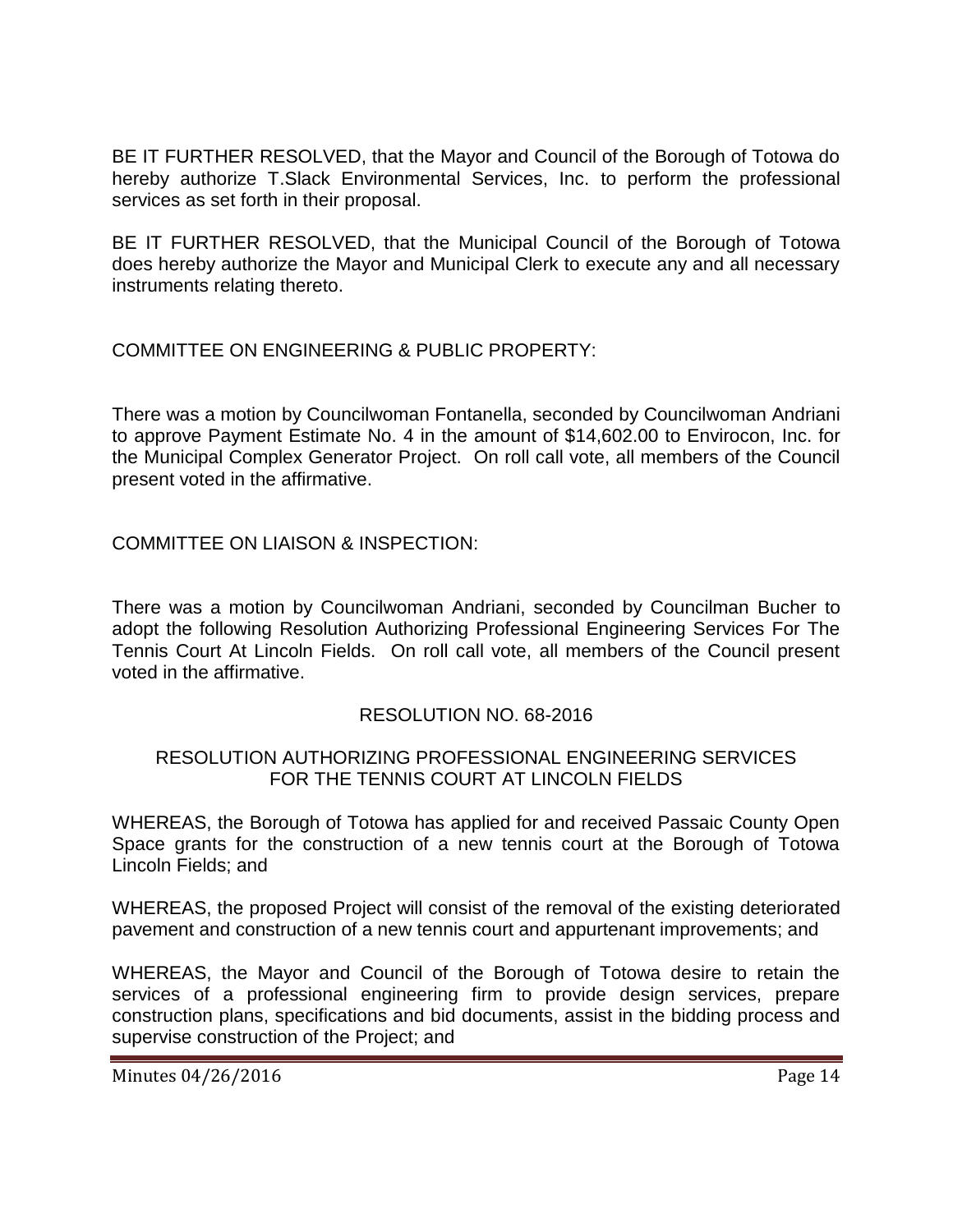BE IT FURTHER RESOLVED, that the Mayor and Council of the Borough of Totowa do hereby authorize T.Slack Environmental Services, Inc. to perform the professional services as set forth in their proposal.

BE IT FURTHER RESOLVED, that the Municipal Council of the Borough of Totowa does hereby authorize the Mayor and Municipal Clerk to execute any and all necessary instruments relating thereto.

COMMITTEE ON ENGINEERING & PUBLIC PROPERTY:

There was a motion by Councilwoman Fontanella, seconded by Councilwoman Andriani to approve Payment Estimate No. 4 in the amount of $14,602.00 to Envirocon, Inc. for the Municipal Complex Generator Project. On roll call vote, all members of the Council present voted in the affirmative.

COMMITTEE ON LIAISON & INSPECTION:

There was a motion by Councilwoman Andriani, seconded by Councilman Bucher to adopt the following Resolution Authorizing Professional Engineering Services For The Tennis Court At Lincoln Fields. On roll call vote, all members of the Council present voted in the affirmative.

RESOLUTION NO. 68-2016

RESOLUTION AUTHORIZING PROFESSIONAL ENGINEERING SERVICES FOR THE TENNIS COURT AT LINCOLN FIELDS

WHEREAS, the Borough of Totowa has applied for and received Passaic County Open Space grants for the construction of a new tennis court at the Borough of Totowa Lincoln Fields; and

WHEREAS, the proposed Project will consist of the removal of the existing deteriorated pavement and construction of a new tennis court and appurtenant improvements; and

WHEREAS, the Mayor and Council of the Borough of Totowa desire to retain the services of a professional engineering firm to provide design services, prepare construction plans, specifications and bid documents, assist in the bidding process and supervise construction of the Project; and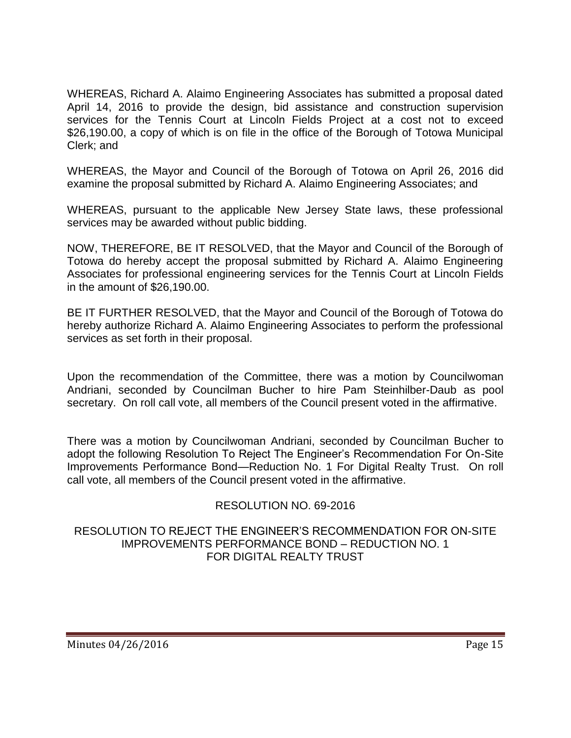WHEREAS, Richard A. Alaimo Engineering Associates has submitted a proposal dated April 14, 2016 to provide the design, bid assistance and construction supervision services for the Tennis Court at Lincoln Fields Project at a cost not to exceed $26,190.00, a copy of which is on file in the office of the Borough of Totowa Municipal Clerk; and

WHEREAS, the Mayor and Council of the Borough of Totowa on April 26, 2016 did examine the proposal submitted by Richard A. Alaimo Engineering Associates; and

WHEREAS, pursuant to the applicable New Jersey State laws, these professional services may be awarded without public bidding.

NOW, THEREFORE, BE IT RESOLVED, that the Mayor and Council of the Borough of Totowa do hereby accept the proposal submitted by Richard A. Alaimo Engineering Associates for professional engineering services for the Tennis Court at Lincoln Fields in the amount of $26,190.00.

BE IT FURTHER RESOLVED, that the Mayor and Council of the Borough of Totowa do hereby authorize Richard A. Alaimo Engineering Associates to perform the professional services as set forth in their proposal.

Upon the recommendation of the Committee, there was a motion by Councilwoman Andriani, seconded by Councilman Bucher to hire Pam Steinhilber-Daub as pool secretary. On roll call vote, all members of the Council present voted in the affirmative.

There was a motion by Councilwoman Andriani, seconded by Councilman Bucher to adopt the following Resolution To Reject The Engineer's Recommendation For On-Site Improvements Performance Bond—Reduction No. 1 For Digital Realty Trust. On roll call vote, all members of the Council present voted in the affirmative.

RESOLUTION NO. 69-2016

RESOLUTION TO REJECT THE ENGINEER'S RECOMMENDATION FOR ON-SITE IMPROVEMENTS PERFORMANCE BOND – REDUCTION NO. 1 FOR DIGITAL REALTY TRUST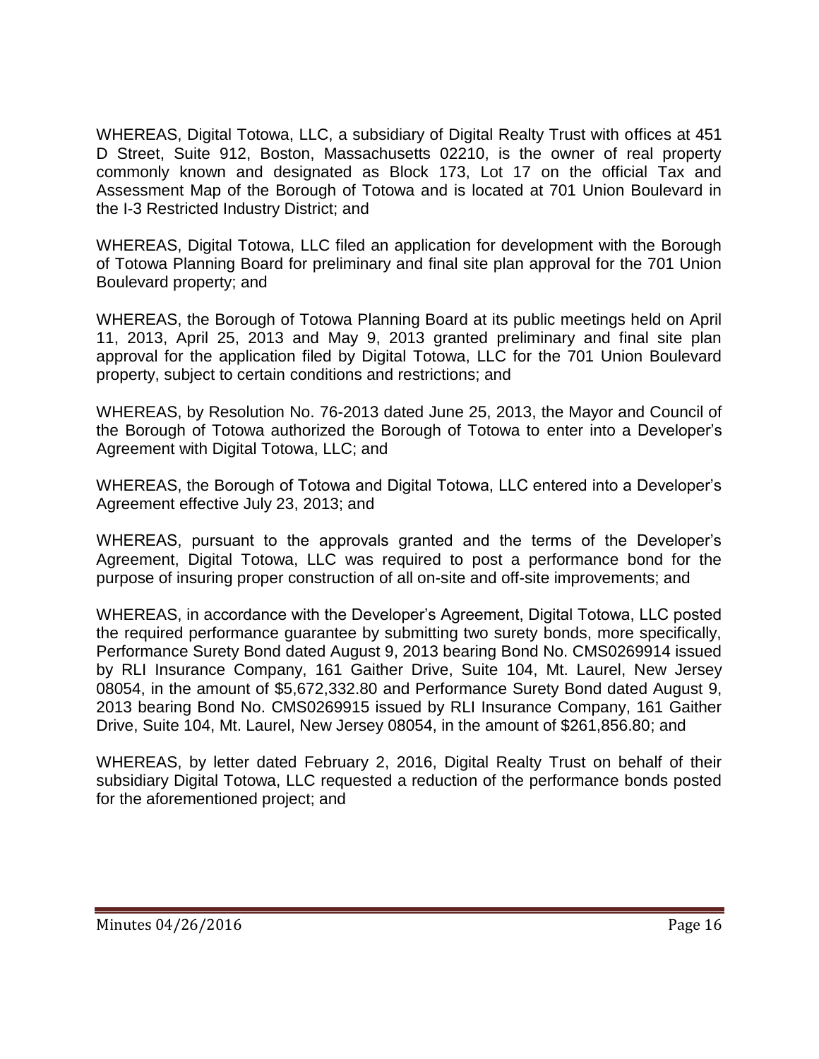WHEREAS, Digital Totowa, LLC, a subsidiary of Digital Realty Trust with offices at 451 D Street, Suite 912, Boston, Massachusetts 02210, is the owner of real property commonly known and designated as Block 173, Lot 17 on the official Tax and Assessment Map of the Borough of Totowa and is located at 701 Union Boulevard in the I-3 Restricted Industry District; and

WHEREAS, Digital Totowa, LLC filed an application for development with the Borough of Totowa Planning Board for preliminary and final site plan approval for the 701 Union Boulevard property; and

WHEREAS, the Borough of Totowa Planning Board at its public meetings held on April 11, 2013, April 25, 2013 and May 9, 2013 granted preliminary and final site plan approval for the application filed by Digital Totowa, LLC for the 701 Union Boulevard property, subject to certain conditions and restrictions; and

WHEREAS, by Resolution No. 76-2013 dated June 25, 2013, the Mayor and Council of the Borough of Totowa authorized the Borough of Totowa to enter into a Developer's Agreement with Digital Totowa, LLC; and

WHEREAS, the Borough of Totowa and Digital Totowa, LLC entered into a Developer's Agreement effective July 23, 2013; and

WHEREAS, pursuant to the approvals granted and the terms of the Developer's Agreement, Digital Totowa, LLC was required to post a performance bond for the purpose of insuring proper construction of all on-site and off-site improvements; and

WHEREAS, in accordance with the Developer's Agreement, Digital Totowa, LLC posted the required performance guarantee by submitting two surety bonds, more specifically, Performance Surety Bond dated August 9, 2013 bearing Bond No. CMS0269914 issued by RLI Insurance Company, 161 Gaither Drive, Suite 104, Mt. Laurel, New Jersey 08054, in the amount of $5,672,332.80 and Performance Surety Bond dated August 9, 2013 bearing Bond No. CMS0269915 issued by RLI Insurance Company, 161 Gaither Drive, Suite 104, Mt. Laurel, New Jersey 08054, in the amount of $261,856.80; and

WHEREAS, by letter dated February 2, 2016, Digital Realty Trust on behalf of their subsidiary Digital Totowa, LLC requested a reduction of the performance bonds posted for the aforementioned project; and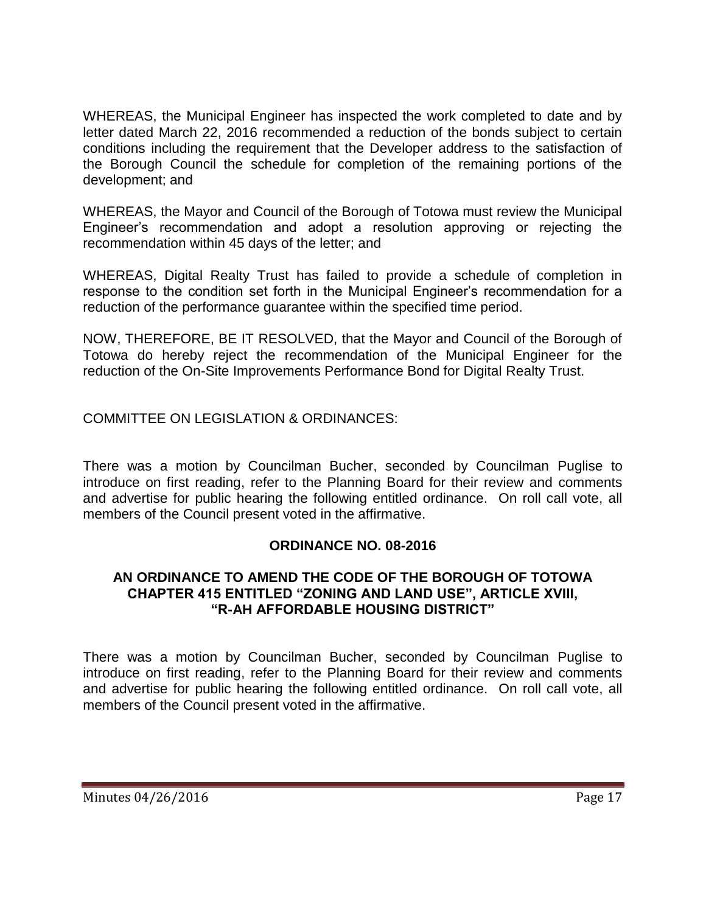WHEREAS, the Municipal Engineer has inspected the work completed to date and by letter dated March 22, 2016 recommended a reduction of the bonds subject to certain conditions including the requirement that the Developer address to the satisfaction of the Borough Council the schedule for completion of the remaining portions of the development; and

WHEREAS, the Mayor and Council of the Borough of Totowa must review the Municipal Engineer's recommendation and adopt a resolution approving or rejecting the recommendation within 45 days of the letter; and

WHEREAS, Digital Realty Trust has failed to provide a schedule of completion in response to the condition set forth in the Municipal Engineer's recommendation for a reduction of the performance guarantee within the specified time period.

NOW, THEREFORE, BE IT RESOLVED, that the Mayor and Council of the Borough of Totowa do hereby reject the recommendation of the Municipal Engineer for the reduction of the On-Site Improvements Performance Bond for Digital Realty Trust.

COMMITTEE ON LEGISLATION & ORDINANCES:

There was a motion by Councilman Bucher, seconded by Councilman Puglise to introduce on first reading, refer to the Planning Board for their review and comments and advertise for public hearing the following entitled ordinance. On roll call vote, all members of the Council present voted in the affirmative.

**ORDINANCE NO. 08-2016**

**AN ORDINANCE TO AMEND THE CODE OF THE BOROUGH OF TOTOWA CHAPTER 415 ENTITLED "ZONING AND LAND USE", ARTICLE XVIII, "R-AH AFFORDABLE HOUSING DISTRICT"**

There was a motion by Councilman Bucher, seconded by Councilman Puglise to introduce on first reading, refer to the Planning Board for their review and comments and advertise for public hearing the following entitled ordinance. On roll call vote, all members of the Council present voted in the affirmative.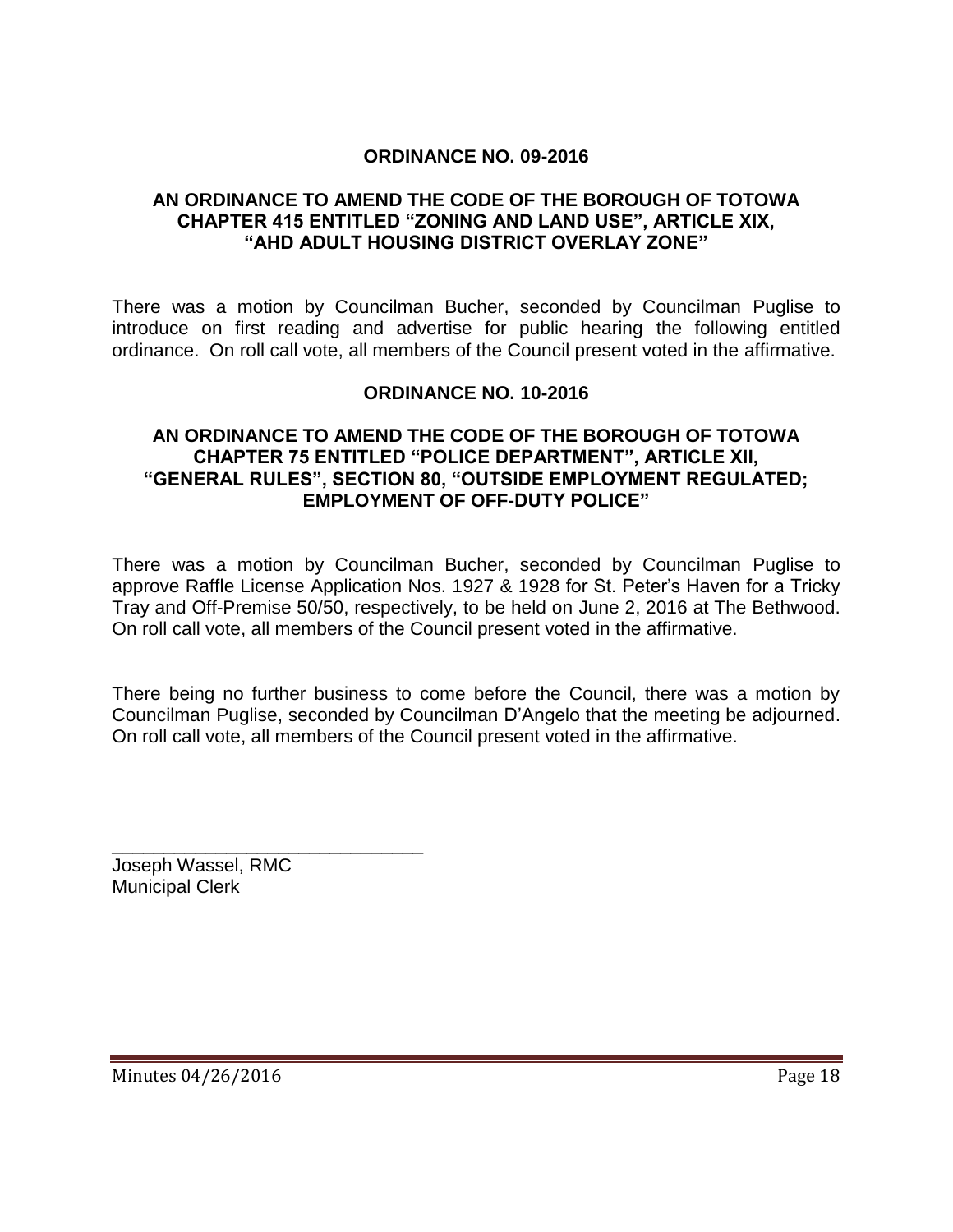**ORDINANCE NO. 09-2016**

**AN ORDINANCE TO AMEND THE CODE OF THE BOROUGH OF TOTOWA CHAPTER 415 ENTITLED "ZONING AND LAND USE", ARTICLE XIX, "AHD ADULT HOUSING DISTRICT OVERLAY ZONE"**

There was a motion by Councilman Bucher, seconded by Councilman Puglise to introduce on first reading and advertise for public hearing the following entitled ordinance. On roll call vote, all members of the Council present voted in the affirmative.

**ORDINANCE NO. 10-2016**

**AN ORDINANCE TO AMEND THE CODE OF THE BOROUGH OF TOTOWA CHAPTER 75 ENTITLED "POLICE DEPARTMENT", ARTICLE XII, "GENERAL RULES", SECTION 80, "OUTSIDE EMPLOYMENT REGULATED; EMPLOYMENT OF OFF-DUTY POLICE"**

There was a motion by Councilman Bucher, seconded by Councilman Puglise to approve Raffle License Application Nos. 1927 & 1928 for St. Peter's Haven for a Tricky Tray and Off-Premise 50/50, respectively, to be held on June 2, 2016 at The Bethwood. On roll call vote, all members of the Council present voted in the affirmative.

There being no further business to come before the Council, there was a motion by Councilman Puglise, seconded by Councilman D'Angelo that the meeting be adjourned. On roll call vote, all members of the Council present voted in the affirmative.

\_\_\_\_\_\_\_\_\_\_\_\_\_\_\_\_\_\_\_\_\_\_\_\_\_\_\_\_\_\_

Joseph Wassel, RMC
Municipal Clerk